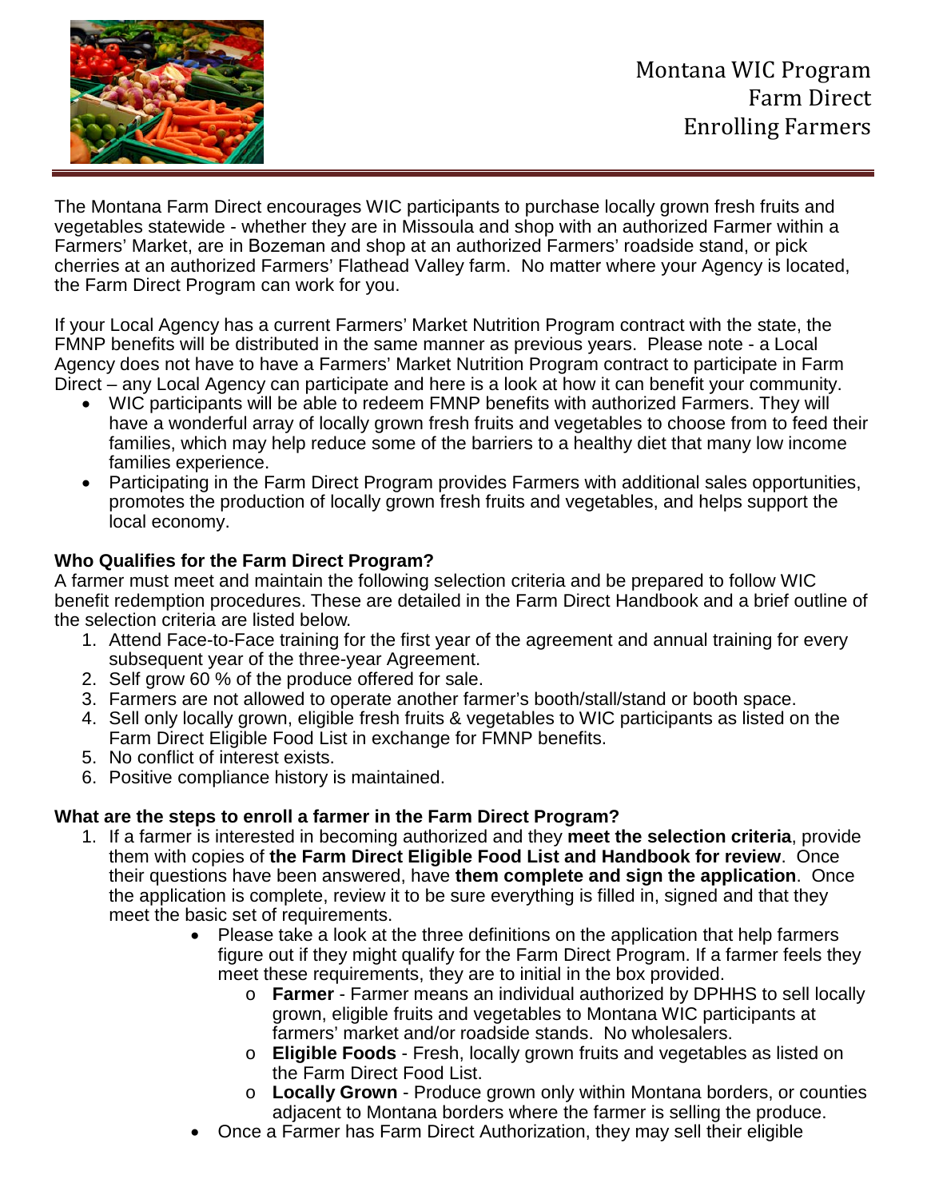# Montana WIC Program
# Farm Direct
# Enrolling Farmers

The Montana Farm Direct encourages WIC participants to purchase locally grown fresh fruits and vegetables statewide - whether they are in Missoula and shop with an authorized Farmer within a Farmers' Market, are in Bozeman and shop at an authorized Farmers' roadside stand, or pick cherries at an authorized Farmers' Flathead Valley farm. No matter where your Agency is located, the Farm Direct Program can work for you.

If your Local Agency has a current Farmers' Market Nutrition Program contract with the state, the FMNP benefits will be distributed in the same manner as previous years. Please note - a Local Agency does not have to have a Farmers' Market Nutrition Program contract to participate in Farm Direct – any Local Agency can participate and here is a look at how it can benefit your community.

- WIC participants will be able to redeem FMNP benefits with authorized Farmers. They will have a wonderful array of locally grown fresh fruits and vegetables to choose from to feed their families, which may help reduce some of the barriers to a healthy diet that many low income families experience.
- Participating in the Farm Direct Program provides Farmers with additional sales opportunities, promotes the production of locally grown fresh fruits and vegetables, and helps support the local economy.

**Who Qualifies for the Farm Direct Program?**

A farmer must meet and maintain the following selection criteria and be prepared to follow WIC benefit redemption procedures. These are detailed in the Farm Direct Handbook and a brief outline of the selection criteria are listed below.

1. Attend Face-to-Face training for the first year of the agreement and annual training for every subsequent year of the three-year Agreement.
2. Self grow 60 % of the produce offered for sale.
3. Farmers are not allowed to operate another farmer's booth/stall/stand or booth space.
4. Sell only locally grown, eligible fresh fruits & vegetables to WIC participants as listed on the Farm Direct Eligible Food List in exchange for FMNP benefits.
5. No conflict of interest exists.
6. Positive compliance history is maintained.

**What are the steps to enroll a farmer in the Farm Direct Program?**

1. If a farmer is interested in becoming authorized and they **meet the selection criteria**, provide them with copies of **the Farm Direct Eligible Food List and Handbook for review**. Once their questions have been answered, have **them complete and sign the application**. Once the application is complete, review it to be sure everything is filled in, signed and that they meet the basic set of requirements.
   - Please take a look at the three definitions on the application that help farmers figure out if they might qualify for the Farm Direct Program. If a farmer feels they meet these requirements, they are to initial in the box provided.
     - **Farmer** - Farmer means an individual authorized by DPHHS to sell locally grown, eligible fruits and vegetables to Montana WIC participants at farmers' market and/or roadside stands. No wholesalers.
     - **Eligible Foods** - Fresh, locally grown fruits and vegetables as listed on the Farm Direct Food List.
     - **Locally Grown** - Produce grown only within Montana borders, or counties adjacent to Montana borders where the farmer is selling the produce.
   - Once a Farmer has Farm Direct Authorization, they may sell their eligible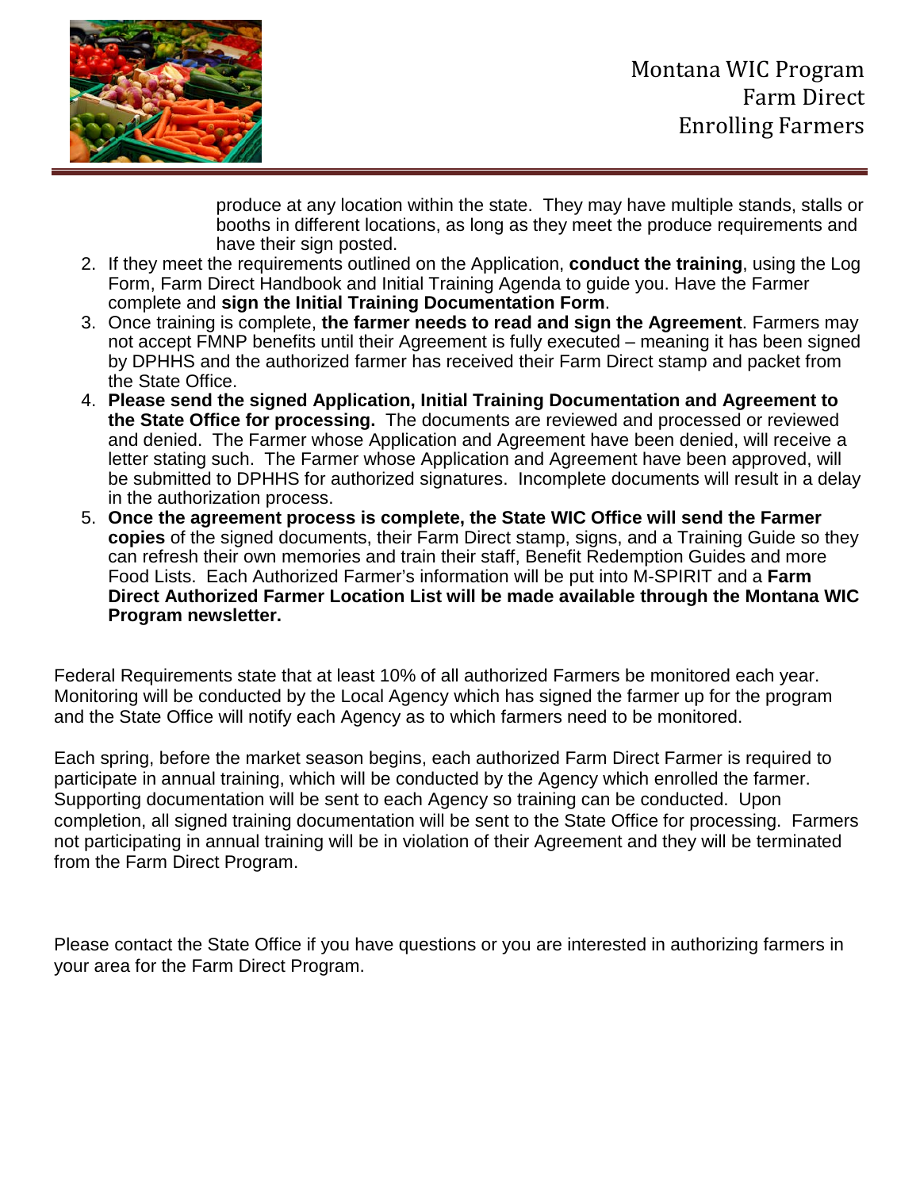produce at any location within the state. They may have multiple stands, stalls or booths in different locations, as long as they meet the produce requirements and have their sign posted.

2. If they meet the requirements outlined on the Application, **conduct the training**, using the Log Form, Farm Direct Handbook and Initial Training Agenda to guide you. Have the Farmer complete and **sign the Initial Training Documentation Form**.
3. Once training is complete, **the farmer needs to read and sign the Agreement**. Farmers may not accept FMNP benefits until their Agreement is fully executed – meaning it has been signed by DPHHS and the authorized farmer has received their Farm Direct stamp and packet from the State Office.
4. **Please send the signed Application, Initial Training Documentation and Agreement to the State Office for processing.** The documents are reviewed and processed or reviewed and denied. The Farmer whose Application and Agreement have been denied, will receive a letter stating such. The Farmer whose Application and Agreement have been approved, will be submitted to DPHHS for authorized signatures. Incomplete documents will result in a delay in the authorization process.
5. **Once the agreement process is complete, the State WIC Office will send the Farmer copies** of the signed documents, their Farm Direct stamp, signs, and a Training Guide so they can refresh their own memories and train their staff, Benefit Redemption Guides and more Food Lists. Each Authorized Farmer's information will be put into M-SPIRIT and a **Farm Direct Authorized Farmer Location List will be made available through the Montana WIC Program newsletter.**

Federal Requirements state that at least 10% of all authorized Farmers be monitored each year. Monitoring will be conducted by the Local Agency which has signed the farmer up for the program and the State Office will notify each Agency as to which farmers need to be monitored.

Each spring, before the market season begins, each authorized Farm Direct Farmer is required to participate in annual training, which will be conducted by the Agency which enrolled the farmer. Supporting documentation will be sent to each Agency so training can be conducted. Upon completion, all signed training documentation will be sent to the State Office for processing. Farmers not participating in annual training will be in violation of their Agreement and they will be terminated from the Farm Direct Program.

Please contact the State Office if you have questions or you are interested in authorizing farmers in your area for the Farm Direct Program.